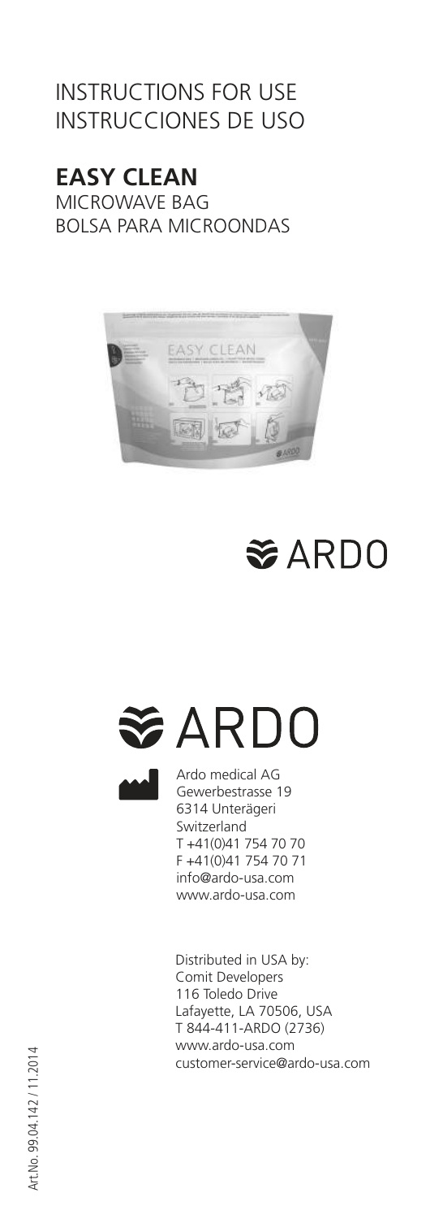INSTRUCTIONS FOR USE
INSTRUCCIONES DE USO

# EASY CLEAN

MICROWAVE BAG
BOLSA PARA MICROONDAS

ARDO

ARDO

Ardo medical AG
Gewerbestrasse 19
6314 Unterägeri
Switzerland
T +41(0)41 754 70 70
F +41(0)41 754 70 71
info@ardo-usa.com
www.ardo-usa.com

Distributed in USA by:
Comit Developers
116 Toledo Drive
Lafayette, LA 70506, USA
T 844-411-ARDO (2736)
www.ardo-usa.com
customer-service@ardo-usa.com

Art.No. 99.04.142 / 11.2014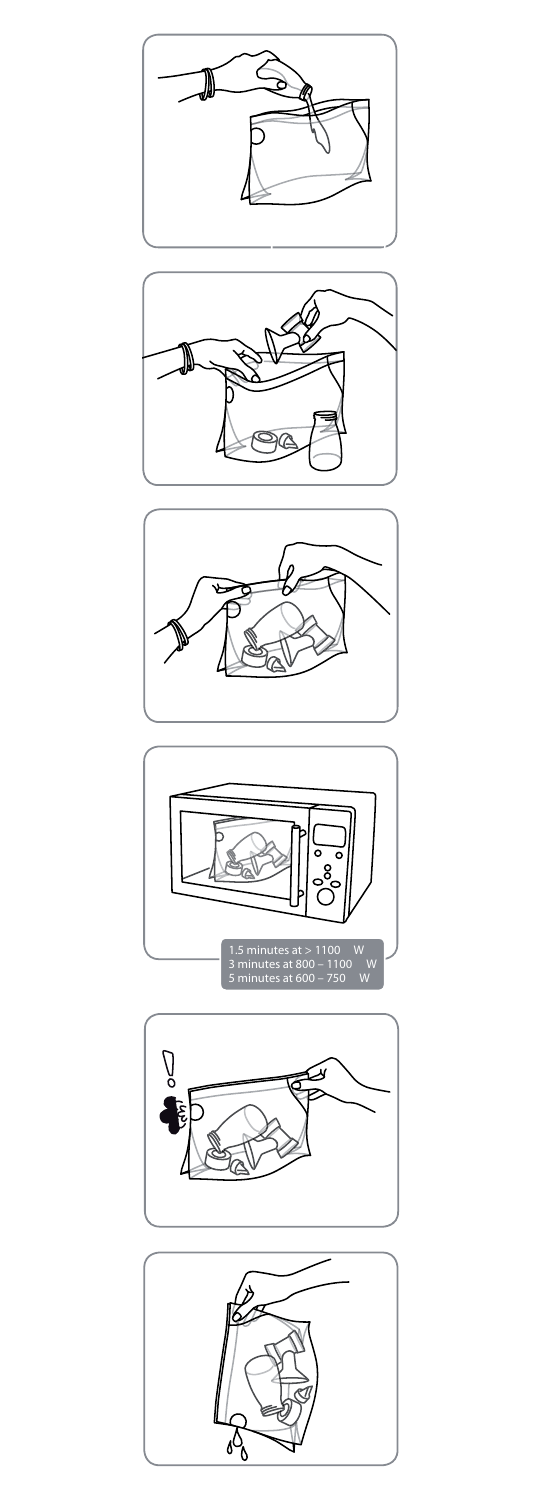1.5 minutes at > 1100 W
3 minutes at 800 – 1100 W
5 minutes at 600 – 750 W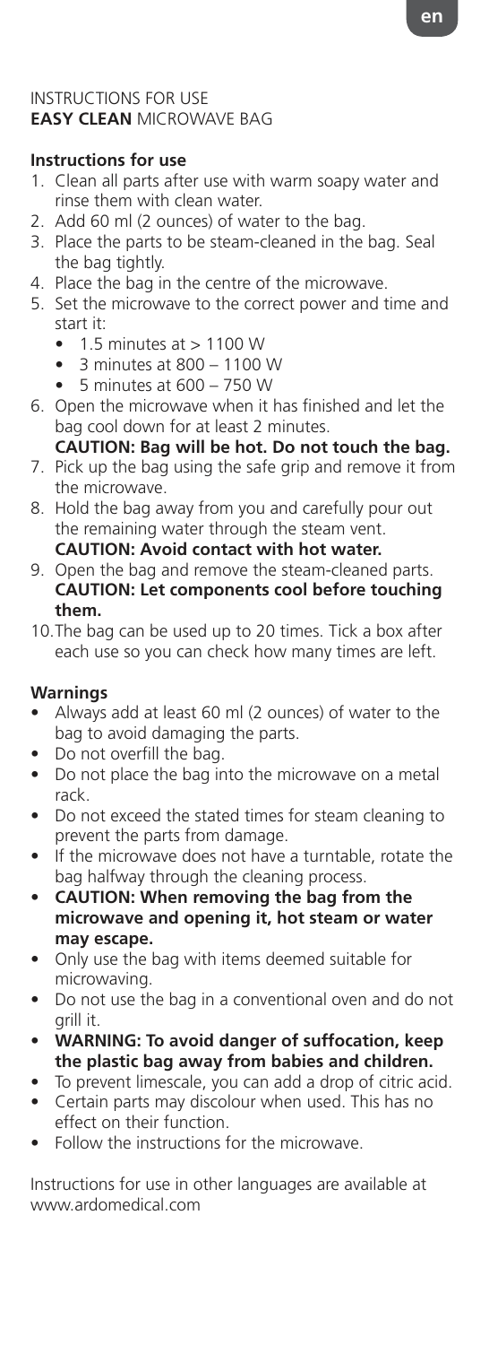INSTRUCTIONS FOR USE
**EASY CLEAN** MICROWAVE BAG

**Instructions for use**

1. Clean all parts after use with warm soapy water and rinse them with clean water.
2. Add 60 ml (2 ounces) of water to the bag.
3. Place the parts to be steam-cleaned in the bag. Seal the bag tightly.
4. Place the bag in the centre of the microwave.
5. Set the microwave to the correct power and time and start it:
   - 1.5 minutes at > 1100 W
   - 3 minutes at 800 – 1100 W
   - 5 minutes at 600 – 750 W
6. Open the microwave when it has finished and let the bag cool down for at least 2 minutes.
   **CAUTION: Bag will be hot. Do not touch the bag.**
7. Pick up the bag using the safe grip and remove it from the microwave.
8. Hold the bag away from you and carefully pour out the remaining water through the steam vent.
   **CAUTION: Avoid contact with hot water.**
9. Open the bag and remove the steam-cleaned parts.
   **CAUTION: Let components cool before touching them.**
10. The bag can be used up to 20 times. Tick a box after each use so you can check how many times are left.

**Warnings**

- Always add at least 60 ml (2 ounces) of water to the bag to avoid damaging the parts.
- Do not overfill the bag.
- Do not place the bag into the microwave on a metal rack.
- Do not exceed the stated times for steam cleaning to prevent the parts from damage.
- If the microwave does not have a turntable, rotate the bag halfway through the cleaning process.
- **CAUTION: When removing the bag from the microwave and opening it, hot steam or water may escape.**
- Only use the bag with items deemed suitable for microwaving.
- Do not use the bag in a conventional oven and do not grill it.
- **WARNING: To avoid danger of suffocation, keep the plastic bag away from babies and children.**
- To prevent limescale, you can add a drop of citric acid.
- Certain parts may discolour when used. This has no effect on their function.
- Follow the instructions for the microwave.

Instructions for use in other languages are available at www.ardomedical.com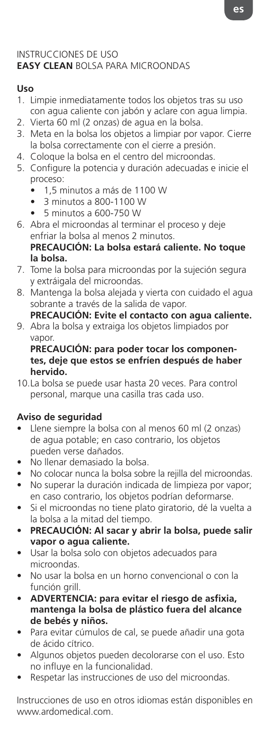INSTRUCCIONES DE USO
**EASY CLEAN** BOLSA PARA MICROONDAS

**Uso**

1. Limpie inmediatamente todos los objetos tras su uso con agua caliente con jabón y aclare con agua limpia.
2. Vierta 60 ml (2 onzas) de agua en la bolsa.
3. Meta en la bolsa los objetos a limpiar por vapor. Cierre la bolsa correctamente con el cierre a presión.
4. Coloque la bolsa en el centro del microondas.
5. Configure la potencia y duración adecuadas e inicie el proceso:
   - 1,5 minutos a más de 1100 W
   - 3 minutos a 800-1100 W
   - 5 minutos a 600-750 W
6. Abra el microondas al terminar el proceso y deje enfriar la bolsa al menos 2 minutos.
   **PRECAUCIÓN: La bolsa estará caliente. No toque la bolsa.**
7. Tome la bolsa para microondas por la sujeción segura y extráigala del microondas.
8. Mantenga la bolsa alejada y vierta con cuidado el agua sobrante a través de la salida de vapor.
   **PRECAUCIÓN: Evite el contacto con agua caliente.**
9. Abra la bolsa y extraiga los objetos limpiados por vapor.
   **PRECAUCIÓN: para poder tocar los componentes, deje que estos se enfríen después de haber hervido.**
10. La bolsa se puede usar hasta 20 veces. Para control personal, marque una casilla tras cada uso.

**Aviso de seguridad**

- Llene siempre la bolsa con al menos 60 ml (2 onzas) de agua potable; en caso contrario, los objetos pueden verse dañados.
- No llenar demasiado la bolsa.
- No colocar nunca la bolsa sobre la rejilla del microondas.
- No superar la duración indicada de limpieza por vapor; en caso contrario, los objetos podrían deformarse.
- Si el microondas no tiene plato giratorio, dé la vuelta a la bolsa a la mitad del tiempo.
- **PRECAUCIÓN: Al sacar y abrir la bolsa, puede salir vapor o agua caliente.**
- Usar la bolsa solo con objetos adecuados para microondas.
- No usar la bolsa en un horno convencional o con la función grill.
- **ADVERTENCIA: para evitar el riesgo de asfixia, mantenga la bolsa de plástico fuera del alcance de bebés y niños.**
- Para evitar cúmulos de cal, se puede añadir una gota de ácido cítrico.
- Algunos objetos pueden decolorarse con el uso. Esto no influye en la funcionalidad.
- Respetar las instrucciones de uso del microondas.

Instrucciones de uso en otros idiomas están disponibles en www.ardomedical.com.